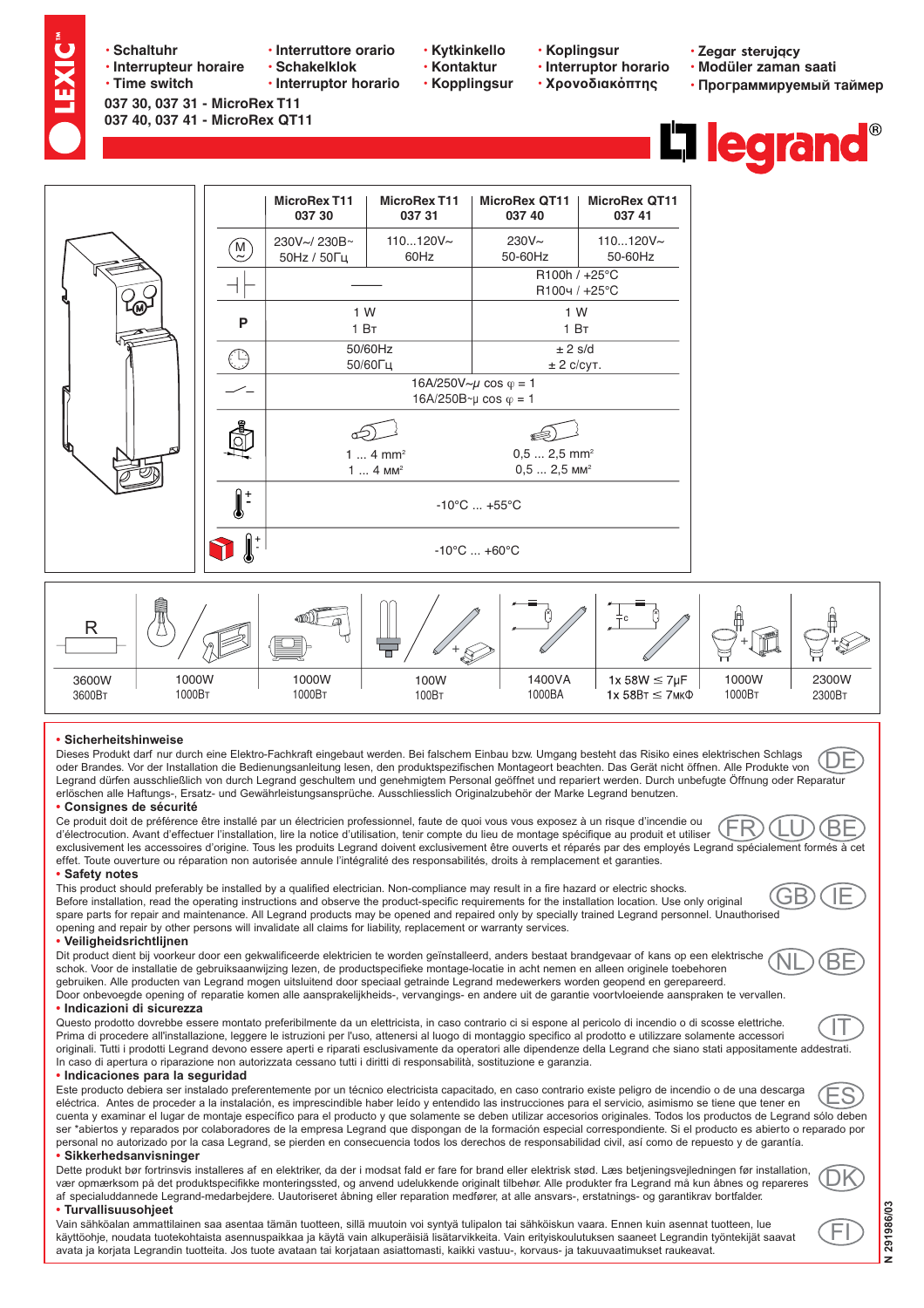- Schaltuhr
- Interrupteur horaire
- Time switch
- Interruttore orario
- Schakelklok
- Interruptor horario
- Kytkinkello
- Kontaktur
- Kopplingsur
- Koplingsur
- Interruptor horario
- Χρονοδιακόπτης
- Zegar sterujący
- Modüler zaman saati
- Программируемый таймер

**037 30, 037 31 - MicroRex T11**
**037 40, 037 41 - MicroRex QT11**

| | MicroRex T11 037 30 | MicroRex T11 037 31 | MicroRex QT11 037 40 | MicroRex QT11 037 41 |
|---|---|---|---|---|
| M | 230V~/ 230В~ 50Hz / 50Гц | 110...120V~ 60Hz | 230V~ 50-60Hz | 110...120V~ 50-60Hz |
| ⊣⊢ | —— | | R100h / +25°C R100ч / +25°C | |
| P | 1 W 1 Вт | | 1 W 1 Вт | |
| 🕒 | 50/60Hz 50/60Гц | | ± 2 s/d ± 2 с/сут. | |
| ⁄ | 16A/250V~μ cos φ = 1 16A/250В~μ cos φ = 1 | | | |
| | 1 ... 4 mm² 1 ... 4 мм² | | 0,5 ... 2,5 mm² 0,5 ... 2,5 мм² | |
| 🌡 | -10°C ... +55°C | | | |
| 🌡 | -10°C ... +60°C | | | |

| R | | | | | | | |
|---|---|---|---|---|---|---|---|
| 3600W 3600Вт | 1000W 1000Вт | 1000W 1000Вт | 100W 100Вт | 1400VA 1000ВА | 1x 58W ≤ 7μF 1x 58Вт ≤ 7мкФ | 1000W 1000Вт | 2300W 2300Вт |

**• Sicherheitshinweise**

Dieses Produkt darf nur durch eine Elektro-Fachkraft eingebaut werden. Bei falschem Einbau bzw. Umgang besteht das Risiko eines elektrischen Schlags oder Brandes. Vor der Installation die Bedienungsanleitung lesen, den produktspezifischen Montageort beachten. Das Gerät nicht öffnen. Alle Produkte von Legrand dürfen ausschließlich von durch Legrand geschultem und genehmigtem Personal geöffnet und repariert werden. Durch unbefugte Öffnung oder Reparatur erlöschen alle Haftungs-, Ersatz- und Gewährleistungsansprüche. Ausschliesslich Originalzubehör der Marke Legrand benutzen. (DE)

**• Consignes de sécurité**

Ce produit doit de préférence être installé par un électricien professionnel, faute de quoi vous vous exposez à un risque d'incendie ou d'électrocution. Avant d'effectuer l'installation, lire la notice d'utilisation, tenir compte du lieu de montage spécifique au produit et utiliser exclusivement les accessoires d'origine. Tous les produits Legrand doivent exclusivement être ouverts et réparés par des employés Legrand spécialement formés à cet effet. Toute ouverture ou réparation non autorisée annule l'intégralité des responsabilités, droits à remplacement et garanties. (FR) (LU) (BE)

**• Safety notes**

This product should preferably be installed by a qualified electrician. Non-compliance may result in a fire hazard or electric shocks. Before installation, read the operating instructions and observe the product-specific requirements for the installation location. Use only original spare parts for repair and maintenance. All Legrand products may be opened and repaired only by specially trained Legrand personnel. Unauthorised opening and repair by other persons will invalidate all claims for liability, replacement or warranty services. (GB) (IE)

**• Veiligheidsrichtlijnen**

Dit product dient bij voorkeur door een gekwalificeerde elektricien te worden geïnstalleerd, anders bestaat brandgevaar of kans op een elektrische schok. Voor de installatie de gebruiksaanwijzing lezen, de productspecifieke montage-locatie in acht nemen en alleen originele toebehoren gebruiken. Alle producten van Legrand mogen uitsluitend door speciaal getrainde Legrand medewerkers worden geopend en gerepareerd. Door onbevoegde opening of reparatie komen alle aansprakelijkheids-, vervangings- en andere uit de garantie voortvloeiende aanspraken te vervallen. (NL) (BE)

**• Indicazioni di sicurezza**

Questo prodotto dovrebbe essere montato preferibilmente da un elettricista, in caso contrario ci si espone al pericolo di incendio o di scosse elettriche. Prima di procedere all'installazione, leggere le istruzioni per l'uso, attenersi al luogo di montaggio specifico al prodotto e utilizzare solamente accessori originali. Tutti i prodotti Legrand devono essere aperti e riparati esclusivamente da operatori alle dipendenze della Legrand che siano stati appositamente addestrati. In caso di apertura o riparazione non autorizzata cessano tutti i diritti di responsabilità, sostituzione e garanzia. (IT)

**• Indicaciones para la seguridad**

Este producto debiera ser instalado preferentemente por un técnico electricista capacitado, en caso contrario existe peligro de incendio o de una descarga eléctrica. Antes de proceder a la instalación, es imprescindible haber leído y entendido las instrucciones para el servicio, asimismo se tiene que tener en cuenta y examinar el lugar de montaje específico para el producto y que solamente se deben utilizar accesorios originales. Todos los productos de Legrand sólo deben ser *abiertos y reparados por colaboradores de la empresa Legrand que dispongan de la formación especial correspondiente. Si el producto es abierto o reparado por personal no autorizado por la casa Legrand, se pierden en consecuencia todos los derechos de responsabilidad civil, así como de repuesto y de garantía. (ES)

**• Sikkerhedsanvisninger**

Dette produkt bør fortrinsvis installeres af en elektriker, da der i modsat fald er fare for brand eller elektrisk stød. Læs betjeningsvejledningen før installation, vær opmærksom på det produktspecifikke monteringssted, og anvend udelukkende originalt tilbehør. Alle produkter fra Legrand må kun åbnes og repareres af specialuddannede Legrand-medarbejdere. Uautoriseret åbning eller reparation medfører, at alle ansvars-, erstatnings- og garantikrav bortfalder. (DK)

**• Turvallisuusohjeet**

Vain sähköalan ammattilainen saa asentaa tämän tuotteen, sillä muutoin voi syntyä tulipalon tai sähköiskun vaara. Ennen kuin asennat tuotteen, lue käyttöohje, noudata tuotekohtaista asennuspaikkaa ja käytä vain alkuperäisiä lisätarvikkeita. Vain erityiskoulutuksen saaneet Legrandin työntekijät saavat avata ja korjata Legrandin tuotteita. Jos tuote avataan tai korjataan asiattomasti, kaikki vastuu-, korvaus- ja takuuvaatimukset raukeavat. (FI)

N 291986/03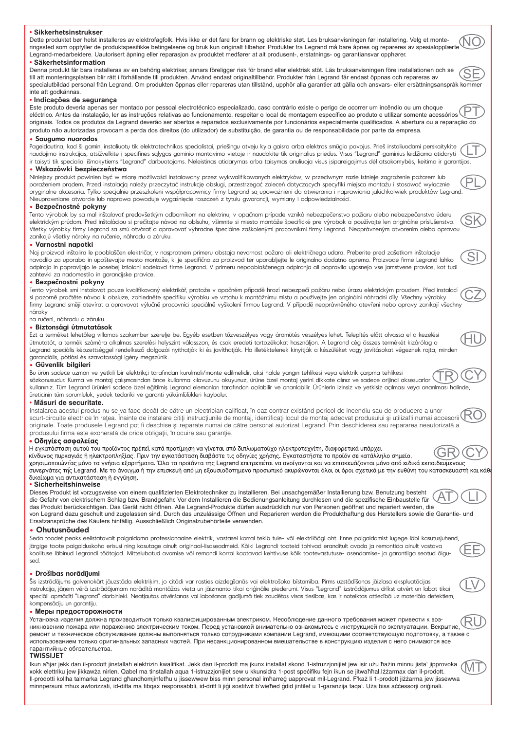## • Sikkerhetsinstrukser

NO

Dette produktet bør helst installeres av elektrofagfolk. Hvis ikke er det fare for brann og elektriske støt. Les bruksanvisningen før installering. Velg et monteringssted som oppfyller de produktspesifikke betingelsene og bruk kun originalt tilbehør. Produkter fra Legrand må bare åpnes og repareres av spesialopplærte Legrand-medarbeidere. Uautorisert åpning eller reparasjon av produktet medfører at alt produsent-, erstatnings- og garantiansvar opphører.

## • Säkerhetsinformation

SE

Denna produkt får bara installeras av en behörig elektriker, annars föreligger risk för brand eller elektrisk stöt. Läs bruksanvisningen före installationen och se till att monteringsplatsen blir rätt i förhållande till produkten. Använd endast originaltillbehör. Produkter från Legrand får endast öppnas och repareras av specialutbildad personal från Legrand. Om produkten öppnas eller repareras utan tillstånd, upphör alla garantier att gälla och ansvars- eller ersättningsanspråk kommer inte att godkännas.

## • Indicações de segurança

PT

Este produto deveria apenas ser montado por pessoal electrotécnico especializado, caso contrário existe o perigo de ocorrer um incêndio ou um choque eléctrico. Antes da instalação, ler as instruções relativas ao funcionamento, respeitar o local de montagem específico ao produto e utilizar somente acessórios originais. Todos os produtos da Legrand deverão ser abertos e reparados exclusivamente por funcionários especialmente qualificados. A abertura ou a reparação do produto não autorizadas provocam a perda dos direitos (do utilizador) de substituição, de garantia ou de responsabilidade por parte da empresa.

## • Saugumo nuorodos

LT

Pageidautina, kad šį gaminį instaliuotų tik elektrotechnikos specialistai, priešingu atveju kyla gaisro arba elektros smūgio pavojus. Prieš instaliuodami perskaitykite naudojimo instrukcijas, atsižvelkite į specifines sąlygas gaminio montavimo vietoje ir naudokite tik originalius priedus. Visus "Legrand" gaminius leidžiama atidaryti ir taisyti tik specialiai išmokytiems "Legrand" darbuotojams. Neleistinas atidarymas arba taisymas anuliuoja visus įsipareigojimus dėl atsakomybės, keitimo ir garantijos.

## • Wskazówki bezpieczeństwa

PL

Niniejszy produkt powinien być w miarę możliwości instalowany przez wykwalifikowanych elektryków; w przeciwnym razie istnieje zagrożenie pożarem lub porażeniem prądem. Przed instalacją należy przeczytać instrukcje obsługi, przestrzegać zaleceń dotyczących specyfiki miejsca montażu i stosować wyłącznie oryginalne akcesoria. Tylko specjalnie przeszkoleni współpracownicy firmy Legrand są upoważnieni do otwierania i naprawiania jakichkolwiek produktów Legrand. Nieuprawnione otwarcie lub naprawa powoduje wygaśnięcie roszczeń z tytułu gwarancji, wymiany i odpowiedzialności.

## • Bezpečnostné pokyny

SK

Tento výrobok by sa mal inštalovať predovšetkým odborníkom na elektrinu, v opačnom prípade vzniká nebezpečenstvo požiaru alebo nebezpečenstvo úderu elektrickým prúdom. Pred inštaláciou si prečítajte návod na obsluhu, všimnite si miesto montáže špecifické pre výrobok a používajte len originálne príslušenstvo. Všetky výrobky firmy Legrand sa smú otvárať a opravovať výhradne špeciálne zaškolenými pracovníkmi firmy Legrand. Neoprávneným otvorením alebo opravou zanikajú všetky nároky na ručenie, náhradu a záruku.

## • Varnostni napotki

SI

Naj proizvod inštalira le pooblaščen električar, v nasprotnem primeru obstaja nevarnost požara ali električnega udara. Preberite pred začetkom inštalacije navodilo za uporabo in upoštevajte mesto montaže, ki je specifično za proizvod ter uporabljajte le originalno dodatno opremo. Proizvode firme Legrand lahko odpirajo in popravljajo le posebej izšolani sodelavci firme Legrand. V primeru nepooblaščenega odpiranja ali popravila ugasnejo vse jamstvene pravice, kot tudi zahtevki za nadomestilo in garancijske pravice.

## • Bezpečnostní pokyny

CZ

Tento výrobek smí instalovat pouze kvalifikovaný elektrikář, protože v opačném případě hrozí nebezpečí požáru nebo úrazu elektrickým proudem. Před instalací si pozorně pročtěte návod k obsluze, zohledněte specifiku výrobku ve vztahu k montážnímu místu a používejte jen originální náhradní díly. Všechny výrobky firmy Legrand smějí otevírat a opravovat výlučně pracovníci speciálně vyškolení firmou Legrand. V případě neoprávněného otevření nebo opravy zanikají všechny nároky
na ručení, náhradu a záruku.

## • Biztonsági útmutatások

HU

Ezt a terméket lehetőleg villamos szakember szerelje be. Egyéb esetben tűzveszélyes vagy áramütés veszélyes lehet. Telepítés előtt olvassa el a kezelési útmutatót, a termék számára alkalmas szerelési helyszínt válasszon, és csak eredeti tartozékokat használjon. A Legrand cég összes termékét kizárólag a Legrand speciális képzettséggel rendelkező dolgozói nyithatják ki és javíthatják. Ha illetéktelenek kinyitják a készüléket vagy javításokat végeznek rajta, minden garanciális, pótlási és szavatossági igény megszűnik.

## • Güvenlik bilgileri

TR CY

Bu ürün sadece uzman ve yetkili bir elektrikçi tarafından kurulmalı/monte edilmelidir, aksi halde yangın tehlikesi veya elektrik çarpma tehlikesi sözkonusudur. Kurma ve montaj çalışmasından önce kullanma kılavuzunu okuyunuz, ürüne özel montaj yerini dikkate alınız ve sadece orijinal aksesuarlar kullanınız. Tüm Legrand ürünleri sadece özel eğitilmiş Legrand elemanları tarafından açılabilir ve onarılabilir. Ürünlerin izinsiz ve yetkisiz açılması veya onarılması halinde, üreticinin tüm sorumluluk, yedek tedariki ve garanti yükümlülükleri kaybolur.

## • Măsuri de securitate.

RO

Instalarea acestui produs nu se va face decât de către un electrician calificat, în caz contrar existând pericol de incendiu sau de producere a unor scurt-circuite electrice în rețea. Înainte de instalare citiți instrucțiunile de montaj, identificați locul de montaj adecvat produsului și utilizați numai accesorii originale. Toate produsele Legrand pot fi deschise și reparate numai de către personal autorizat Legrand. Prin deschiderea sau repararea neautorizată a produsului firma este exonerată de orice obligații, înlocuire sau garanție.

## • Οδηγίες ασφαλείας

GR CY

Η εγκατάσταση αυτού του προϊόντος πρέπει κατά προτίμηση να γίνεται από διπλωματούχο ηλεκτροτεχνίτη, διαφορετικά υπάρχει κίνδυνος πυρκαγιάς ή ηλεκτροπληξίας. Πριν την εγκατάσταση διαβάστε τις οδηγίες χρήσης. Εγκαταστήστε το προϊόν σε κατάλληλο σημείο, χρησιμοποιώντας μόνο τα γνήσια εξαρτήματα. Όλα τα προϊόντα της Legrand επιτρέπεται να ανοίγονται και να επισκευάζονται μόνο από ειδικά εκπαιδευμένους συνεργάτες της Legrand. Με το άνοιγμα ή την επισκευή από μη εξουσιοδοτημένο προσωπικό ακυρώνονται όλοι οι όροι σχετικά με την ευθύνη του κατασκευαστή και κάθε δικαίωμα για αντικατάσταση ή εγγύηση.

## • Sicherheitshinweise

AT LI

Dieses Produkt ist vorzugsweise von einem qualifizierten Elektrotechniker zu installieren. Bei unsachgemäßer Installierung bzw. Benutzung besteht die Gefahr von elektrischem Schlag bzw. Brandgefahr. Vor dem Installieren die Bedienungsanleitung durchlesen und die spezifische Einbaustelle für das Produkt berücksichtigen. Das Gerät nicht öffnen. Alle Legrand-Produkte dürfen ausdrücklich nur von Personen geöffnet und repariert werden, die von Legrand dazu geschult und zugelassen sind. Durch das unzulässige Öffnen und Reparieren werden die Produkthaftung des Herstellers sowie die Garantie- und Ersatzansprüche des Käufers hinfällig. Ausschließlich Originalzubehörteile verwenden.

## • Ohutusnõuded

EE

Seda toodet peaks eelistatavalt paigaldama professionaalne elektrik, vastasel korral tekib tule- või elektrilöögi oht. Enne paigaldamist lugege läbi kasutusjuhend, järgige toote paigalduskoha erisusi ning kasutage ainult originaal-lisaseadmeid. Kõiki Legrandi tooteid tohivad eranditult avada ja remontida ainult vastava koolituse läbinud Legrandi töötajad. Mittelubatud avamise või remondi korral kaotavad kehtivuse kõik tootevastutuse- asendamise- ja garantiiga seotud õigused.

## • Drošības norādījumi

LV

Šis izstrādājums galvenokārt jāuzstāda elektriķim, jo citādi var rasties aizdegšanās vai elektrošoka bīstamība. Pirms uzstādīšanas jāizlasa ekspluatācijas instrukcija, jāņem vērā izstrādājumam norādītā montāžas vieta un jāizmanto tikai oriģinālie piederumi. Visus "Legrand" izstrādājumus drīkst atvērt un labot tikai speciāli apmācīti "Legrand" darbinieki. Neatļautas atvēršanas vai labošanas gadījumā tiek zaudētas visas tiesības, kas ir noteiktas attiecībā uz materiāla defektiem, kompensāciju un garantiju.

## • Меры предосторожности

RU

Установка изделия должна производиться только квалифицированным электриком. Несоблюдение данного требования может привести к возникновению пожара или поражению электрическим током. Перед установкой внимательно ознакомьтесь с инструкцией по эксплуатации. Вскрытие, ремонт и техническое обслуживание должны выполняться только сотрудниками компании Legrand, имеющими соответствующую подготовку, а также с использованием только оригинальных запасных частей. При несанкционированном вмешательстве в конструкцию изделия с него снимаются все гарантийные обязательства.

## TWISSIJET

MT

Ikun aħjar jekk dan il-prodott jinstallah elettrizin kwalifikat. Jekk dan il-prodott ma jkunx installat skond l-istruzzjonijiet jew isir użu ħażin minnu jista' jipprovoka xokk elettriku jew jikkawża nirien. Qabel ma tinstallah aqra l-istruzzjonijiet sew u kkunsidra l-post speċifiku fejn ikun se jitwaħħal.Iżżarmax dan il-prodott. Il-prodotti kollha talmarka Legrand għandhomjinfetħu u jissewwew biss minn personal imħarreġ uapprovat mil-Legrand. F'każ li l-prodott jiżżarma jew jissewwa minnpersuni mhux awtorizzati, id-ditta ma tibqax responsabbli, id-dritt li jiġi sostitwit b'wieħed ġdid jintilef u l-garanzija taqa'. Uża biss aċċessorji oriġinali.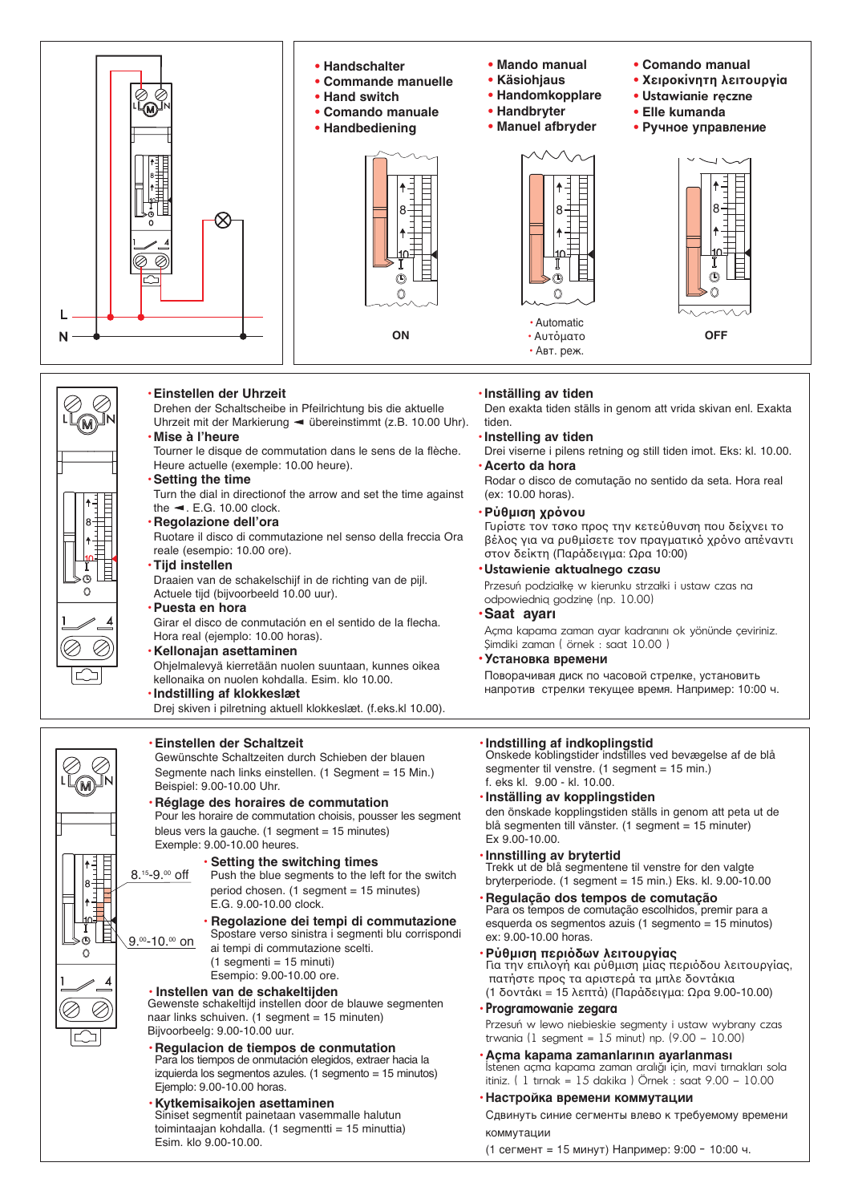- Handschalter
- Commande manuelle
- Hand switch
- Comando manuale
- Handbediening
- Mando manual
- Käsiohjaus
- Handomkopplare
- Handbryter
- Manuel afbryder
- Comando manual
- Χειροκίνητη λειτουργία
- Ustawianie ręczne
- Elle kumanda
- Ручное управление

L

N

ON

- Automatic
- Αυτόματο
- Авт. реж.

OFF

- **Einstellen der Uhrzeit**
  Drehen der Schaltscheibe in Pfeilrichtung bis die aktuelle Uhrzeit mit der Markierung ◄ übereinstimmt (z.B. 10.00 Uhr).
- **Mise à l'heure**
  Tourner le disque de commutation dans le sens de la flèche. Heure actuelle (exemple: 10.00 heure).
- **Setting the time**
  Turn the dial in directionof the arrow and set the time against the ◄. E.G. 10.00 clock.
- **Regolazione dell'ora**
  Ruotare il disco di commutazione nel senso della freccia Ora reale (esempio: 10.00 ore).
- **Tijd instellen**
  Draaien van de schakelschijf in de richting van de pijl. Actuele tijd (bijvoorbeeld 10.00 uur).
- **Puesta en hora**
  Girar el disco de conmutación en el sentido de la flecha. Hora real (ejemplo: 10.00 horas).
- **Kellonajan asettaminen**
  Ohjelmalevyä kierretään nuolen suuntaan, kunnes oikea kellonaika on nuolen kohdalla. Esim. klo 10.00.
- **Indstilling af klokkeslæt**
  Drej skiven i pilretning aktuell klokkeslæt. (f.eks.kl 10.00).
- **Inställing av tiden**
  Den exakta tiden ställs in genom att vrida skivan enl. Exakta tiden.
- **Instelling av tiden**
  Drei viserne i pilens retning og still tiden imot. Eks: kl. 10.00.
- **Acerto da hora**
  Rodar o disco de comutação no sentido da seta. Hora real (ex: 10.00 horas).
- **Ρύθμιση χρόνου**
  Γυρίστε τον τσκο προς την κετεύθυνση που δείχνει το βέλος για να ρυθμίσετε τον πραγματικό χρόνο απέναντι στον δείκτη (Παράδειγμα: Ωρα 10:00)
- **Ustawienie aktualnego czasu**
  Przesuń podziałkę w kierunku strzałki i ustaw czas na odpowiednią godzinę (np. 10.00)
- **Saat ayarı**
  Açma kapama zaman ayar kadranını ok yönünde çeviriniz. Şimdiki zaman ( örnek : saat 10.00 )
- **Установка времени**
  Поворачивая диск по часовой стрелке, установить напротив стрелки текущее время. Например: 10:00 ч.

8.15-9.00 off

9.00-10.00 on

- **Einstellen der Schaltzeit**
  Gewünschte Schaltzeiten durch Schieben der blauen Segmente nach links einstellen. (1 Segment = 15 Min.) Beispiel: 9.00-10.00 Uhr.
- **Réglage des horaires de commutation**
  Pour les horaire de commutation choisis, pousser les segment bleus vers la gauche. (1 segment = 15 minutes) Exemple: 9.00-10.00 heures.
- **Setting the switching times**
  Push the blue segments to the left for the switch period chosen. (1 segment = 15 minutes) E.G. 9.00-10.00 clock.
- **Regolazione dei tempi di commutazione**
  Spostare verso sinistra i segmenti blu corrispondi ai tempi di commutazione scelti. (1 segmenti = 15 minuti) Esempio: 9.00-10.00 ore.
- **Instellen van de schakeltijden**
  Gewenste schakeltijd instellen door de blauwe segmenten naar links schuiven. (1 segment = 15 minuten) Bijvoorbeelg: 9.00-10.00 uur.
- **Regulacion de tiempos de conmutation**
  Para los tiempos de onmutación elegidos, extraer hacia la izquierda los segmentos azules. (1 segmento = 15 minutos) Ejemplo: 9.00-10.00 horas.
- **Kytkemisaikojen asettaminen**
  Siniset segmentit painetaan vasemmalle halutun toimintaajan kohdalla. (1 segmentti = 15 minuttia) Esim. klo 9.00-10.00.
- **Indstilling af indkoplingstid**
  Onskede koblingstider indstilles ved bevægelse af de blå segmenter til venstre. (1 segment = 15 min.) f. eks kl. 9.00 - kl. 10.00.
- **Inställing av kopplingstiden**
  den önskade kopplingstiden ställs in genom att peta ut de blå segmenten till vänster. (1 segment = 15 minuter) Ex 9.00-10.00.
- **Innstilling av brytertid**
  Trekk ut de blå segmentene til venstre for den valgte bryterperiode. (1 segment = 15 min.) Eks. kl. 9.00-10.00
- **Regulação dos tempos de comutação**
  Para os tempos de comutação escolhidos, premir para a esquerda os segmentos azuis (1 segmento = 15 minutos) ex: 9.00-10.00 horas.
- **Ρύθμιση περιόδων λειτουργίας**
  Για την επιλογή και ρύθμιση μίας περιόδου λειτουργίας, πατήστε προς τα αριστερά τα μπλε δοντάκια (1 δοντάκι = 15 λεπτά) (Παράδειγμα: Ωρα 9.00-10.00)
- **Programowanie zegara**
  Przesuń w lewo niebieskie segmenty i ustaw wybrany czas trwania (1 segment = 15 minut) np. (9.00 – 10.00)
- **Açma kapama zamanlarının ayarlanması**
  İstenen açma kapama zaman aralığı için, mavi tırnakları sola itiniz. ( 1 tırnak = 15 dakika ) Örnek : saat 9.00 – 10.00
- **Настройка времени коммутации**
  Сдвинуть синие сегменты влево к требуемому времени коммутации
  (1 сегмент = 15 минут) Например: 9:00 - 10:00 ч.